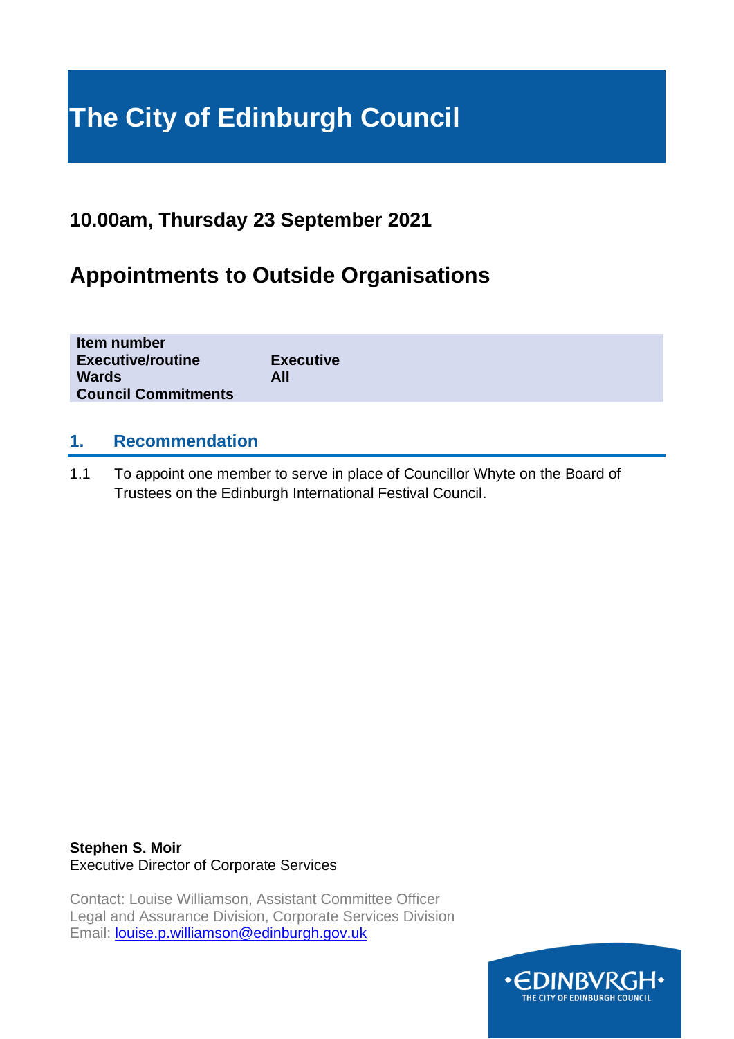# The City of Edinburgh Council

## 10.00am, Thursday 23 September 2021

## Appointments to Outside Organisations

| | |
|---|---|
| **Item number** | |
| **Executive/routine** | **Executive** |
| **Wards** | **All** |
| **Council Commitments** | |

## 1. Recommendation

1.1 To appoint one member to serve in place of Councillor Whyte on the Board of Trustees on the Edinburgh International Festival Council.

**Stephen S. Moir**
Executive Director of Corporate Services

Contact: Louise Williamson, Assistant Committee Officer
Legal and Assurance Division, Corporate Services Division
Email: louise.p.williamson@edinburgh.gov.uk

•EDINBVRGH•
THE CITY OF EDINBURGH COUNCIL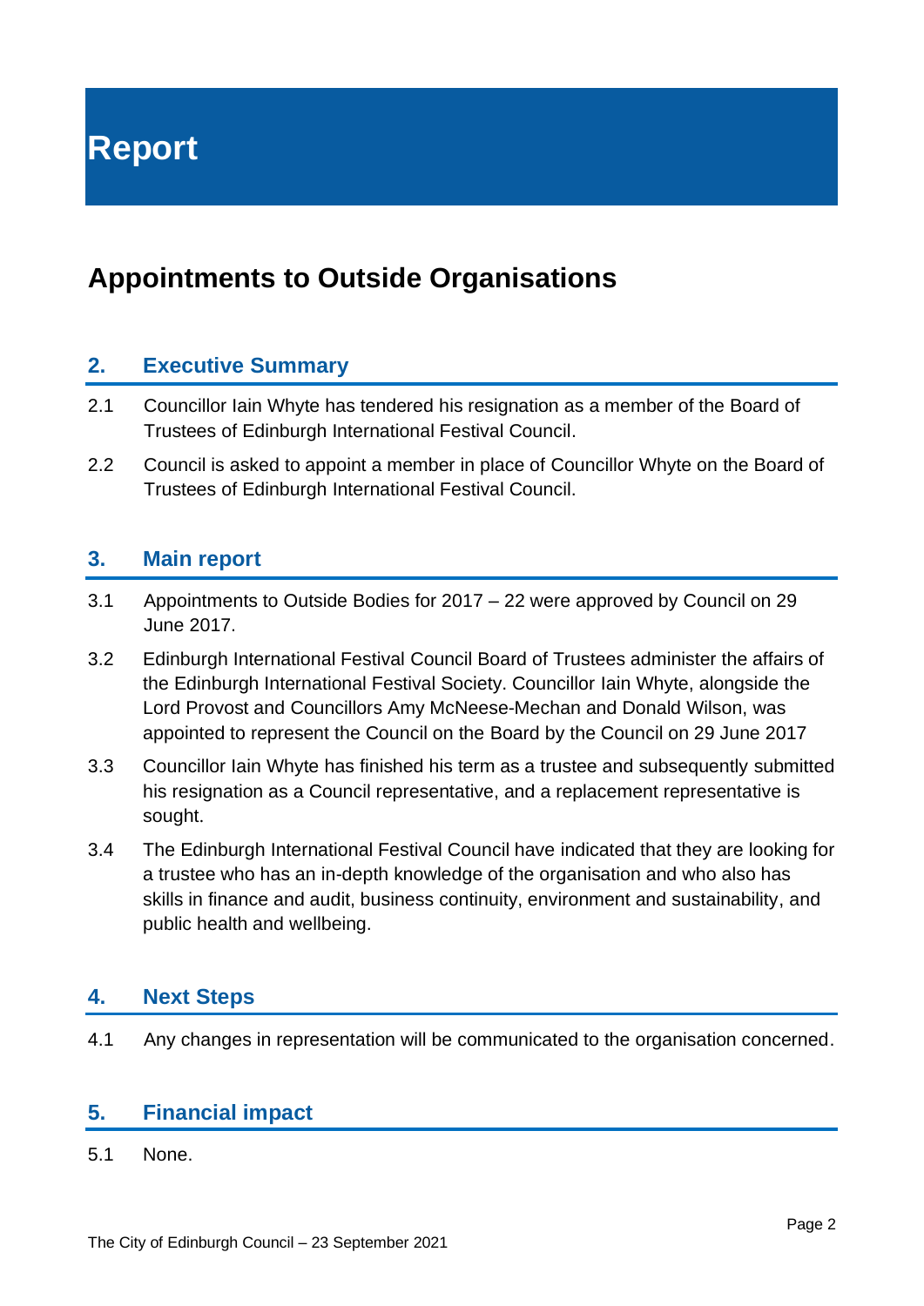# Report

# Appointments to Outside Organisations

## 2. Executive Summary

2.1 Councillor Iain Whyte has tendered his resignation as a member of the Board of Trustees of Edinburgh International Festival Council.

2.2 Council is asked to appoint a member in place of Councillor Whyte on the Board of Trustees of Edinburgh International Festival Council.

## 3. Main report

3.1 Appointments to Outside Bodies for 2017 – 22 were approved by Council on 29 June 2017.

3.2 Edinburgh International Festival Council Board of Trustees administer the affairs of the Edinburgh International Festival Society. Councillor Iain Whyte, alongside the Lord Provost and Councillors Amy McNeese-Mechan and Donald Wilson, was appointed to represent the Council on the Board by the Council on 29 June 2017

3.3 Councillor Iain Whyte has finished his term as a trustee and subsequently submitted his resignation as a Council representative, and a replacement representative is sought.

3.4 The Edinburgh International Festival Council have indicated that they are looking for a trustee who has an in-depth knowledge of the organisation and who also has skills in finance and audit, business continuity, environment and sustainability, and public health and wellbeing.

## 4. Next Steps

4.1 Any changes in representation will be communicated to the organisation concerned.

## 5. Financial impact

5.1 None.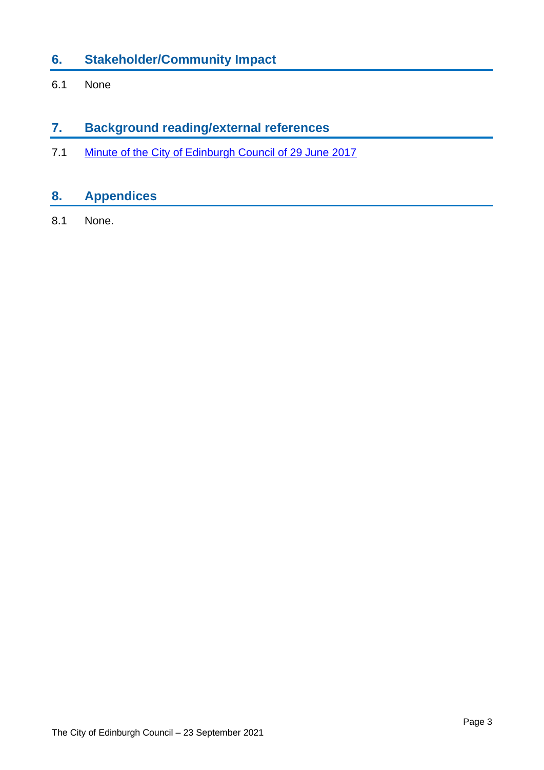## 6. Stakeholder/Community Impact

6.1 None

## 7. Background reading/external references

7.1 Minute of the City of Edinburgh Council of 29 June 2017

## 8. Appendices

8.1 None.